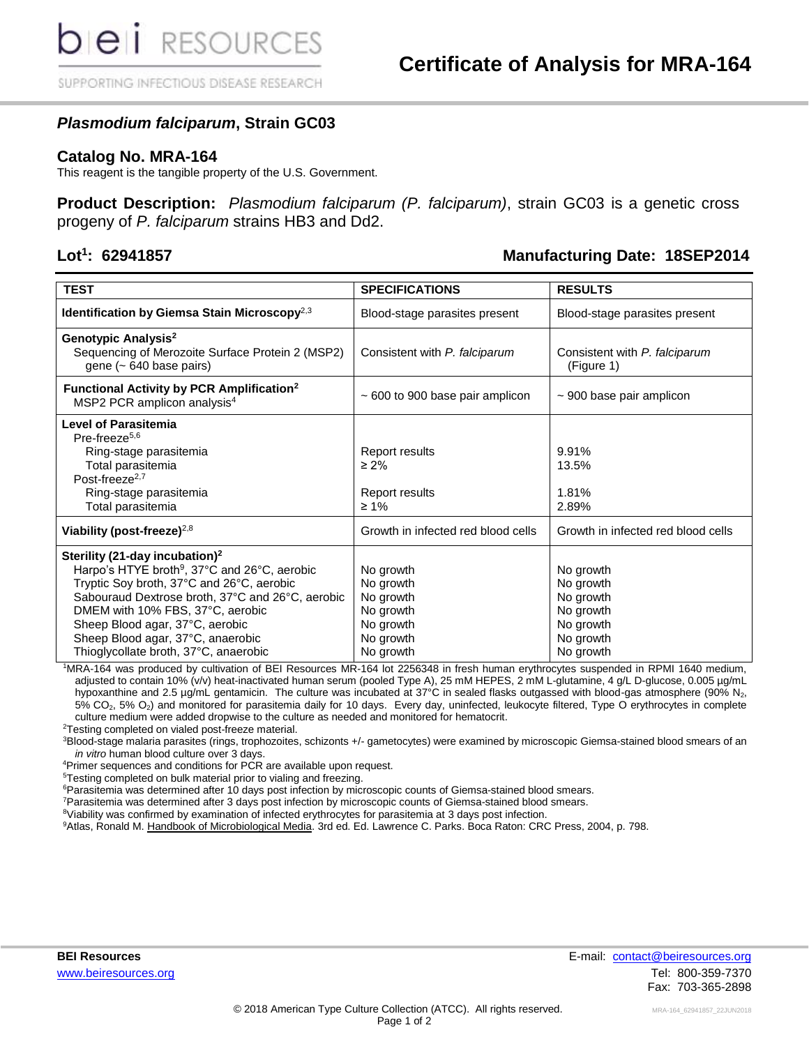bei RESOURCES

SUPPORTING INFECTIOUS DISEASE RESEARCH

# Certificate of Analysis for MRA-164

## *Plasmodium falciparum*, Strain GC03

### Catalog No. MRA-164

This reagent is the tangible property of the U.S. Government.

**Product Description:** *Plasmodium falciparum (P. falciparum)*, strain GC03 is a genetic cross progeny of *P. falciparum* strains HB3 and Dd2.

**Lot[1]: 62941857** **Manufacturing Date: 18SEP2014**

| TEST | SPECIFICATIONS | RESULTS |
|---|---|---|
| **Identification by Giemsa Stain Microscopy**[2,3] | Blood-stage parasites present | Blood-stage parasites present |
| **Genotypic Analysis**[2]<br>Sequencing of Merozoite Surface Protein 2 (MSP2) gene (~ 640 base pairs) | Consistent with *P. falciparum* | Consistent with *P. falciparum* (Figure 1) |
| **Functional Activity by PCR Amplification**[2]<br>MSP2 PCR amplicon analysis[4] | ~ 600 to 900 base pair amplicon | ~ 900 base pair amplicon |
| **Level of Parasitemia**<br>Pre-freeze[5,6]<br>Ring-stage parasitemia<br>Total parasitemia<br>Post-freeze[2,7]<br>Ring-stage parasitemia<br>Total parasitemia | <br><br>Report results<br>≥ 2%<br><br>Report results<br>≥ 1% | <br><br>9.91%<br>13.5%<br><br>1.81%<br>2.89% |
| **Viability (post-freeze)**[2,8] | Growth in infected red blood cells | Growth in infected red blood cells |
| **Sterility (21-day incubation)**[2]<br>Harpo's HTYE broth[9], 37°C and 26°C, aerobic<br>Tryptic Soy broth, 37°C and 26°C, aerobic<br>Sabouraud Dextrose broth, 37°C and 26°C, aerobic<br>DMEM with 10% FBS, 37°C, aerobic<br>Sheep Blood agar, 37°C, aerobic<br>Sheep Blood agar, 37°C, anaerobic<br>Thioglycollate broth, 37°C, anaerobic | <br>No growth<br>No growth<br>No growth<br>No growth<br>No growth<br>No growth<br>No growth | <br>No growth<br>No growth<br>No growth<br>No growth<br>No growth<br>No growth<br>No growth |

[1]MRA-164 was produced by cultivation of BEI Resources MR-164 lot 2256348 in fresh human erythrocytes suspended in RPMI 1640 medium, adjusted to contain 10% (v/v) heat-inactivated human serum (pooled Type A), 25 mM HEPES, 2 mM L-glutamine, 4 g/L D-glucose, 0.005 µg/mL hypoxanthine and 2.5 µg/mL gentamicin. The culture was incubated at 37°C in sealed flasks outgassed with blood-gas atmosphere (90% $N_2$, 5% $CO_2$, 5% $O_2$) and monitored for parasitemia daily for 10 days. Every day, uninfected, leukocyte filtered, Type O erythrocytes in complete culture medium were added dropwise to the culture as needed and monitored for hematocrit.

[2]Testing completed on vialed post-freeze material.

[3]Blood-stage malaria parasites (rings, trophozoites, schizonts +/- gametocytes) were examined by microscopic Giemsa-stained blood smears of an *in vitro* human blood culture over 3 days.

[4]Primer sequences and conditions for PCR are available upon request.

[5]Testing completed on bulk material prior to vialing and freezing.

[6]Parasitemia was determined after 10 days post infection by microscopic counts of Giemsa-stained blood smears.

[7]Parasitemia was determined after 3 days post infection by microscopic counts of Giemsa-stained blood smears.

[8]Viability was confirmed by examination of infected erythrocytes for parasitemia at 3 days post infection.

[9]Atlas, Ronald M. Handbook of Microbiological Media. 3rd ed. Ed. Lawrence C. Parks. Boca Raton: CRC Press, 2004, p. 798.

**BEI Resources**
www.beiresources.org

E-mail: contact@beiresources.org
Tel: 800-359-7370
Fax: 703-365-2898

© 2018 American Type Culture Collection (ATCC). All rights reserved.

MRA-164_62941857_22JUN2018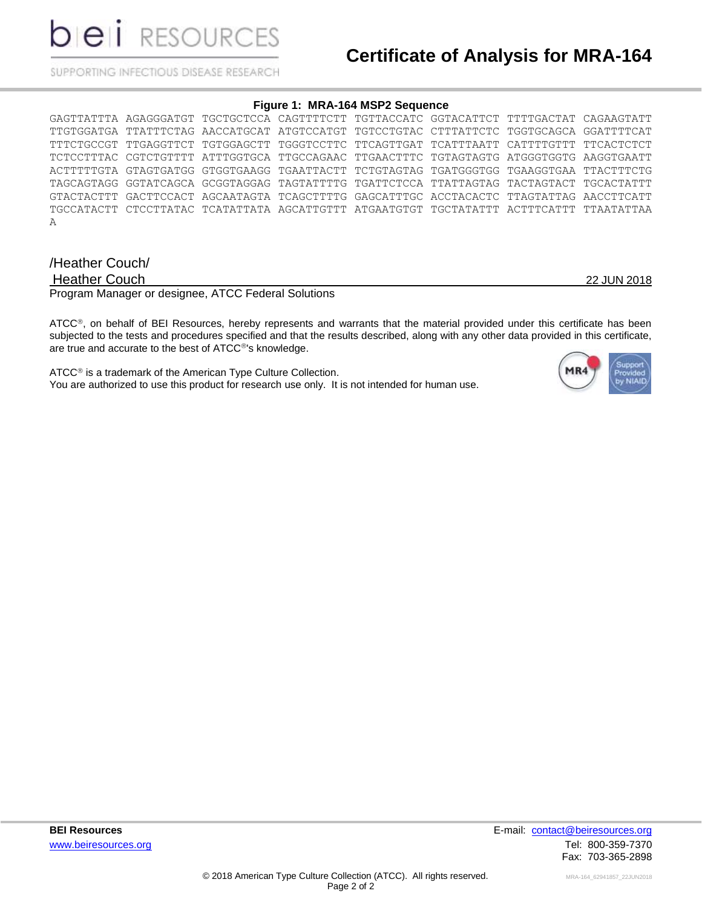**Figure 1: MRA-164 MSP2 Sequence**

```
GAGTTATTTA AGAGGGATGT TGCTGCTCCA CAGTTTTCTT TGTTACCATC GGTACATTCT TTTTGACTAT CAGAAGTATT
TTGTGGATGA TTATTTCTAG AACCATGCAT ATGTCCATGT TGTCCTGTAC CTTTATTCTC TGGTGCAGCA GGATTTTCAT
TTTCTGCCGT TTGAGGTTCT TGTGGAGCTT TGGGTCCTTC TTCAGTTGAT TCATTTAATT CATTTTGTTT TTCACTCTCT
TCTCCTTTAC CGTCTGTTTT ATTTGGTGCA TTGCCAGAAC TTGAACTTTC TGTAGTAGTG ATGGGTGGTG AAGGTGAATT
ACTTTTTGTA GTAGTGATGG GTGGTGAAGG TGAATTACTT TCTGTAGTAG TGATGGGTGG TGAAGGTGAA TTACTTTCTG
TAGCAGTAGG GGTATCAGCA GCGGTAGGAG TAGTATTTTG TGATTCTCCA TTATTAGTAG TACTAGTACT TGCACTATTT
GTACTACTTT GACTTCCACT AGCAATAGTA TCAGCTTTTG GAGCATTTGC ACCTACACTC TTAGTATTAG AACCTTCATT
TGCCATACTT CTCCTTATAC TCATATTATA AGCATTGTTT ATGAATGTGT TGCTATATTT ACTTTCATTT TTAATATTAA
A
```

/Heather Couch/

Heather Couch — 22 JUN 2018

Program Manager or designee, ATCC Federal Solutions

ATCC®, on behalf of BEI Resources, hereby represents and warrants that the material provided under this certificate has been subjected to the tests and procedures specified and that the results described, along with any other data provided in this certificate, are true and accurate to the best of ATCC®'s knowledge.

ATCC® is a trademark of the American Type Culture Collection.
You are authorized to use this product for research use only. It is not intended for human use.

**BEI Resources**
www.beiresources.org

E-mail: contact@beiresources.org
Tel: 800-359-7370
Fax: 703-365-2898

© 2018 American Type Culture Collection (ATCC). All rights reserved.

MRA-164_62941857_22JUN2018